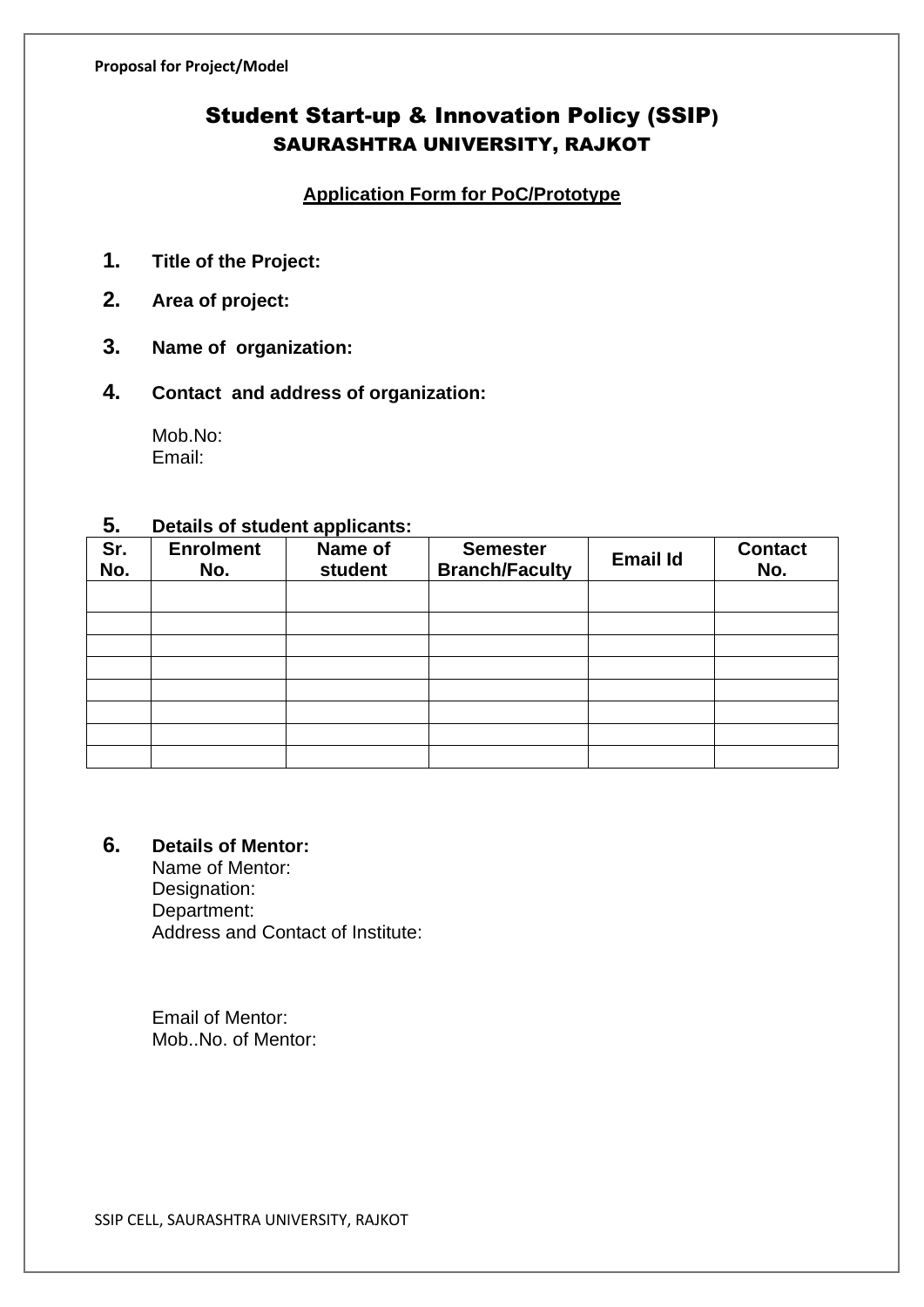**Proposal for Project/Model**

# Student Start-up & Innovation Policy (SSIP)

## SAURASHTRA UNIVERSITY, RAJKOT

**Application Form for PoC/Prototype**

1. **Title of the Project:**
2. **Area of project:**
3. **Name of organization:**
4. **Contact and address of organization:**

   Mob.No:
   Email:

5. **Details of student applicants:**

| Sr. No. | Enrolment No. | Name of student | Semester Branch/Faculty | Email Id | Contact No. |
|---|---|---|---|---|---|
| | | | | | |
| | | | | | |
| | | | | | |
| | | | | | |
| | | | | | |
| | | | | | |
| | | | | | |
| | | | | | |

6. **Details of Mentor:**
   Name of Mentor:
   Designation:
   Department:
   Address and Contact of Institute:

   Email of Mentor:
   Mob..No. of Mentor: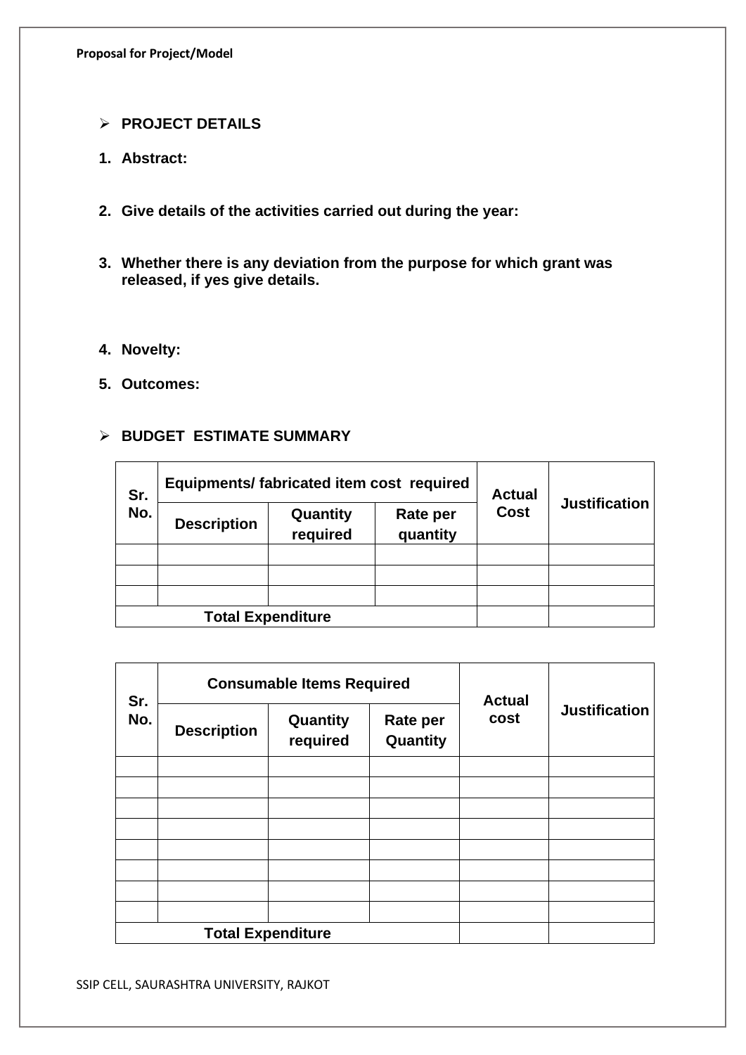- **PROJECT DETAILS**

1. **Abstract:**

2. **Give details of the activities carried out during the year:**

3. **Whether there is any deviation from the purpose for which grant was released, if yes give details.**

4. **Novelty:**

5. **Outcomes:**

- **BUDGET ESTIMATE SUMMARY**

| Sr. No. | Equipments/ fabricated item cost required | | | Actual Cost | Justification |
|---|---|---|---|---|---|
| | Description | Quantity required | Rate per quantity | | |
| | | | | | |
| | | | | | |
| | | | | | |
| Total Expenditure | | | | | |

| Sr. No. | Consumable Items Required | | | Actual cost | Justification |
|---|---|---|---|---|---|
| | Description | Quantity required | Rate per Quantity | | |
| | | | | | |
| | | | | | |
| | | | | | |
| | | | | | |
| | | | | | |
| | | | | | |
| | | | | | |
| | | | | | |
| Total Expenditure | | | | | |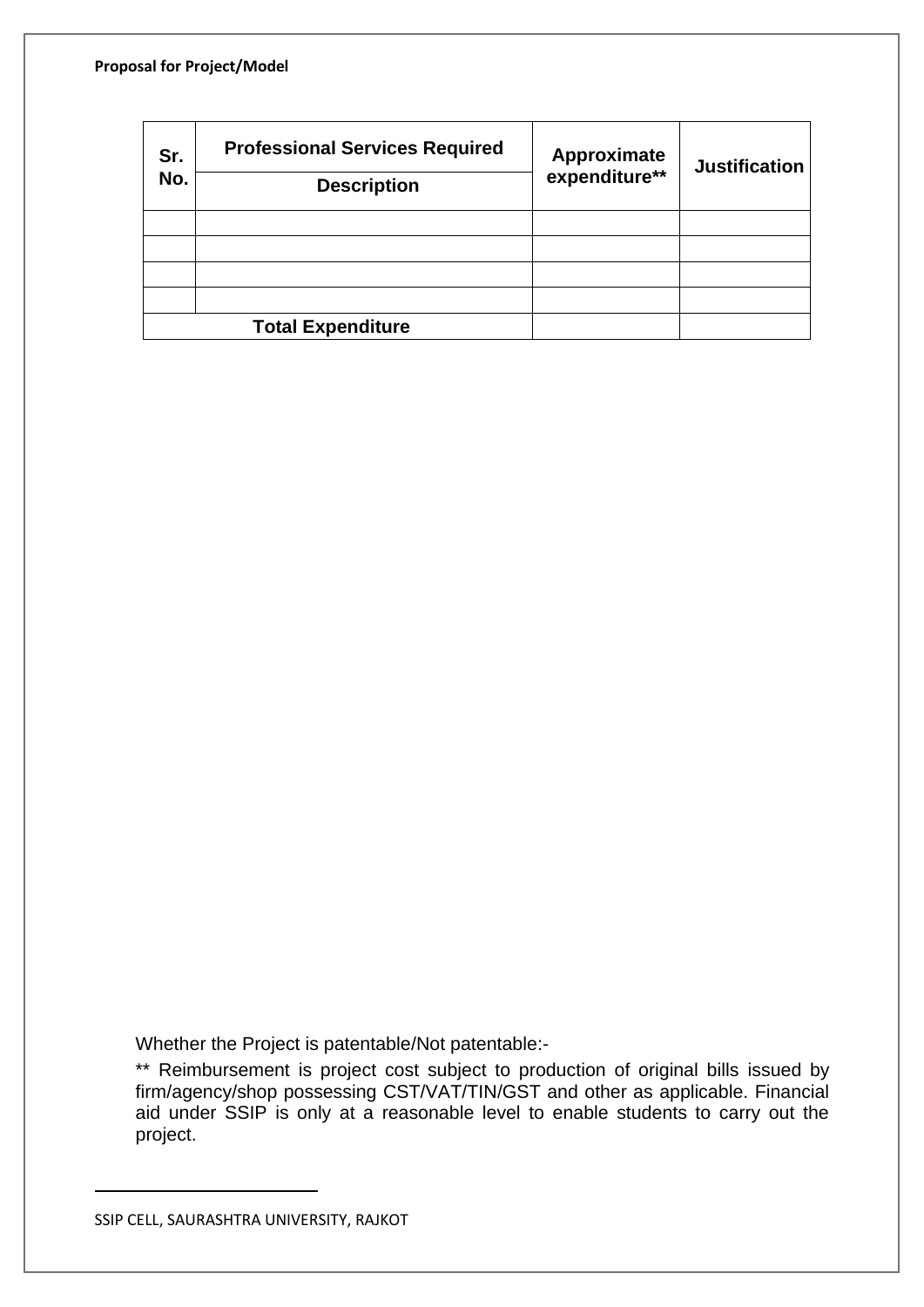| Sr. No. | Professional Services Required | Approximate expenditure** | Justification |
|---|---|---|---|
| | Description | | |
| | | | |
| | | | |
| | | | |
| | | | |
| Total Expenditure | | | |

Whether the Project is patentable/Not patentable:-

** Reimbursement is project cost subject to production of original bills issued by firm/agency/shop possessing CST/VAT/TIN/GST and other as applicable. Financial aid under SSIP is only at a reasonable level to enable students to carry out the project.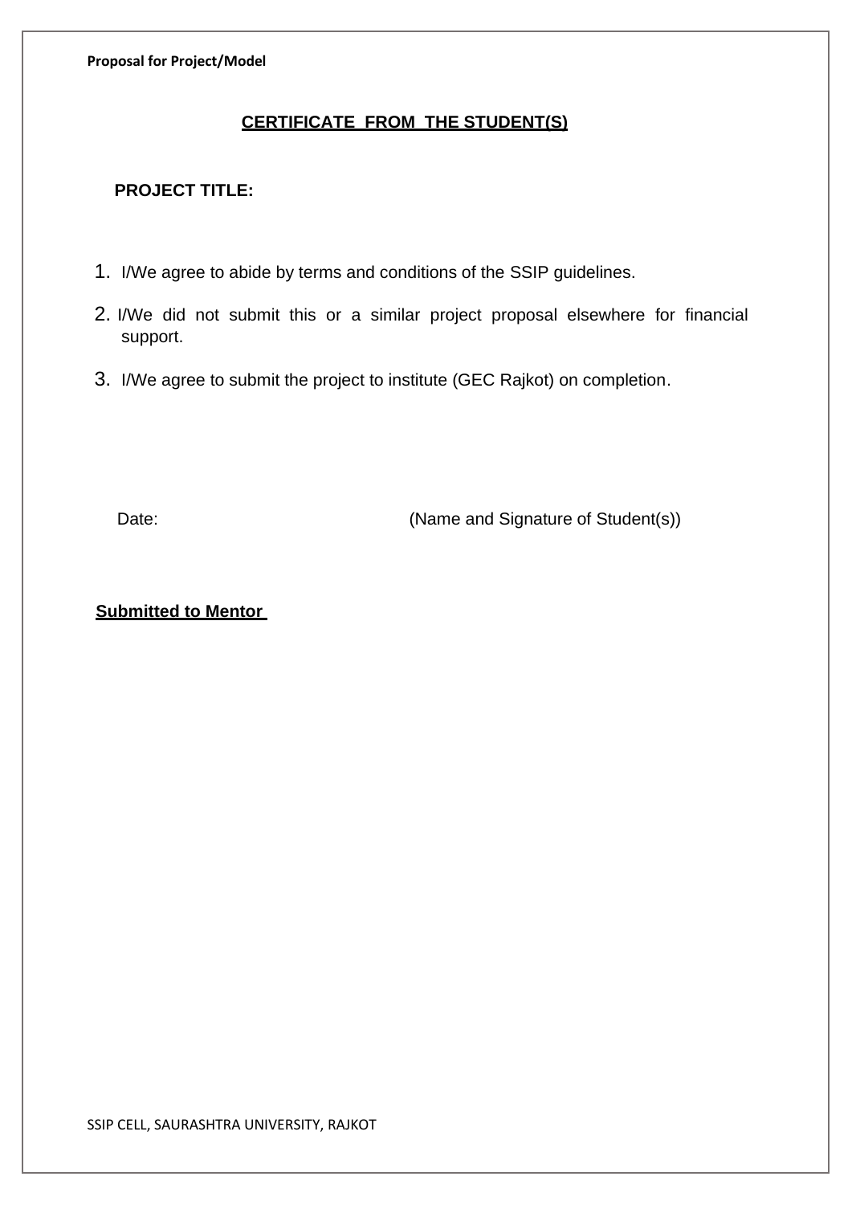## CERTIFICATE FROM THE STUDENT(S)

**PROJECT TITLE:**

1. I/We agree to abide by terms and conditions of the SSIP guidelines.
2. I/We did not submit this or a similar project proposal elsewhere for financial support.
3. I/We agree to submit the project to institute (GEC Rajkot) on completion.

Date: (Name and Signature of Student(s))

**Submitted to Mentor**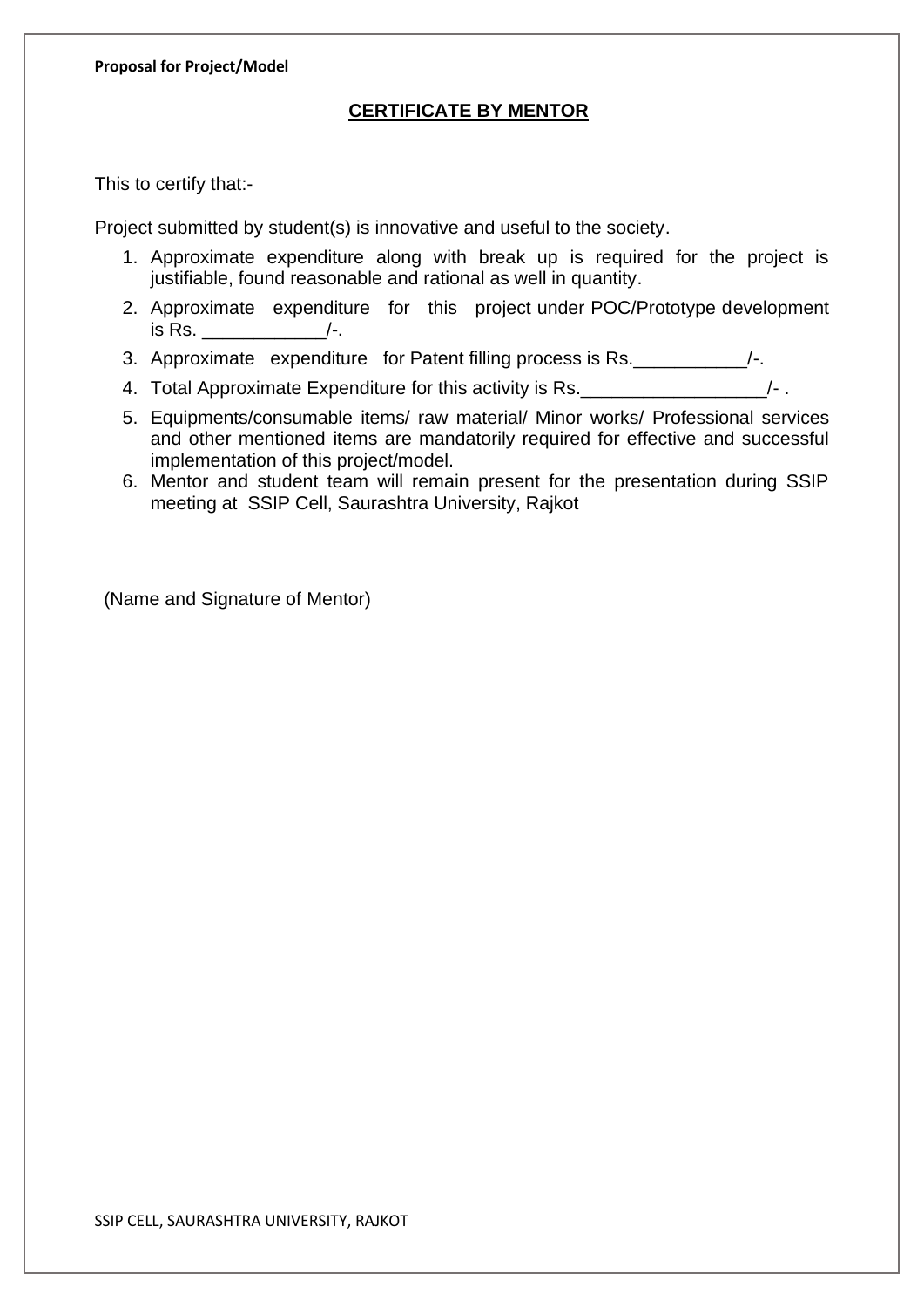## CERTIFICATE BY MENTOR

This to certify that:-

Project submitted by student(s) is innovative and useful to the society.

1. Approximate expenditure along with break up is required for the project is justifiable, found reasonable and rational as well in quantity.
2. Approximate expenditure for this project under POC/Prototype development is Rs. ____________/-.
3. Approximate expenditure for Patent filling process is Rs.___________/-.
4. Total Approximate Expenditure for this activity is Rs.__________________/- .
5. Equipments/consumable items/ raw material/ Minor works/ Professional services and other mentioned items are mandatorily required for effective and successful implementation of this project/model.
6. Mentor and student team will remain present for the presentation during SSIP meeting at SSIP Cell, Saurashtra University, Rajkot

(Name and Signature of Mentor)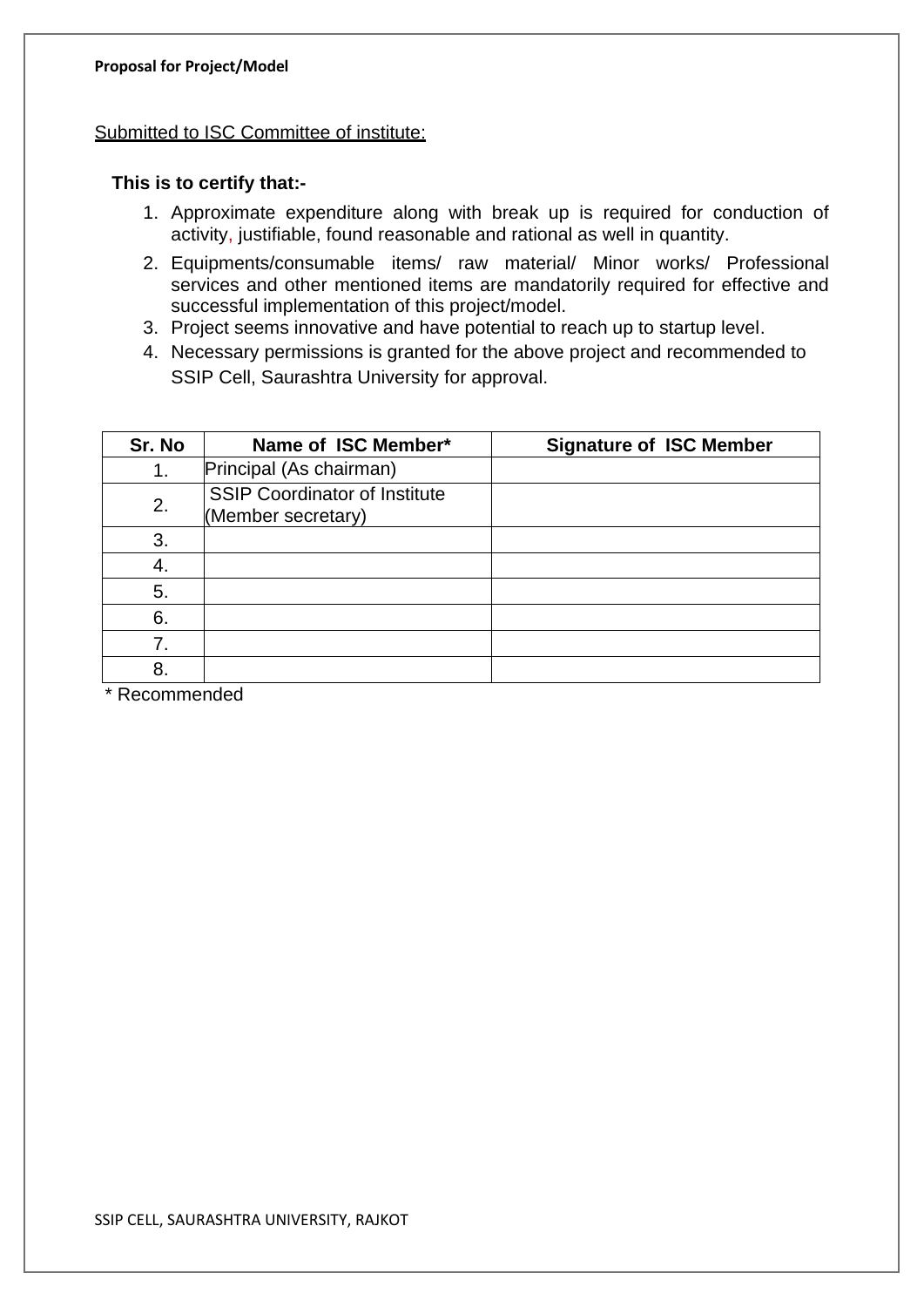**Proposal for Project/Model**

Submitted to ISC Committee of institute:

**This is to certify that:-**

1. Approximate expenditure along with break up is required for conduction of activity, justifiable, found reasonable and rational as well in quantity.
2. Equipments/consumable items/ raw material/ Minor works/ Professional services and other mentioned items are mandatorily required for effective and successful implementation of this project/model.
3. Project seems innovative and have potential to reach up to startup level.
4. Necessary permissions is granted for the above project and recommended to SSIP Cell, Saurashtra University for approval.

| Sr. No | Name of ISC Member* | Signature of ISC Member |
|---|---|---|
| 1. | Principal (As chairman) | |
| 2. | SSIP Coordinator of Institute (Member secretary) | |
| 3. | | |
| 4. | | |
| 5. | | |
| 6. | | |
| 7. | | |
| 8. | | |

* Recommended